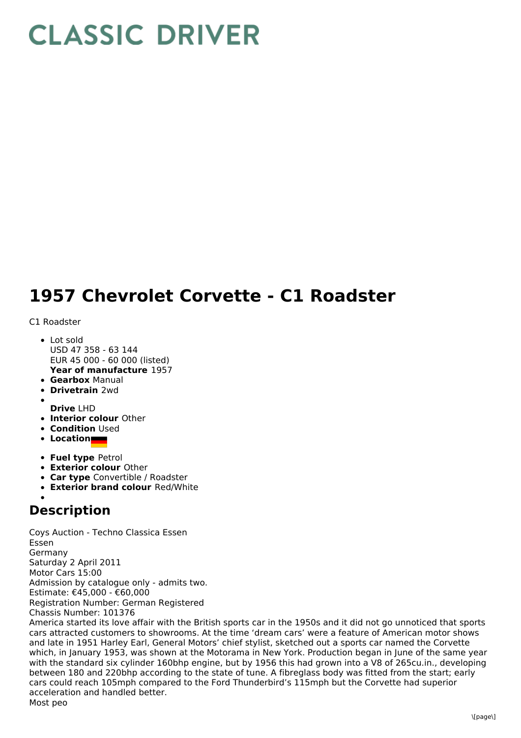# CLASSIC DRIVER

# 1957 Chevrolet Corvette - C1 Roadster

C1 Roadster

- Lot sold
  USD 47 358 - 63 144
  EUR 45 000 - 60 000 (listed)
  **Year of manufacture** 1957
- **Gearbox** Manual
- **Drivetrain** 2wd
- 
  **Drive** LHD
- **Interior colour** Other
- **Condition** Used
- **Location**
- **Fuel type** Petrol
- **Exterior colour** Other
- **Car type** Convertible / Roadster
- **Exterior brand colour** Red/White
- 

## Description

Coys Auction - Techno Classica Essen
Essen
Germany
Saturday 2 April 2011
Motor Cars 15:00
Admission by catalogue only - admits two.
Estimate: €45,000 - €60,000
Registration Number: German Registered
Chassis Number: 101376
America started its love affair with the British sports car in the 1950s and it did not go unnoticed that sports cars attracted customers to showrooms. At the time 'dream cars' were a feature of American motor shows and late in 1951 Harley Earl, General Motors' chief stylist, sketched out a sports car named the Corvette which, in January 1953, was shown at the Motorama in New York. Production began in June of the same year with the standard six cylinder 160bhp engine, but by 1956 this had grown into a V8 of 265cu.in., developing between 180 and 220bhp according to the state of tune. A fibreglass body was fitted from the start; early cars could reach 105mph compared to the Ford Thunderbird's 115mph but the Corvette had superior acceleration and handled better.
Most peo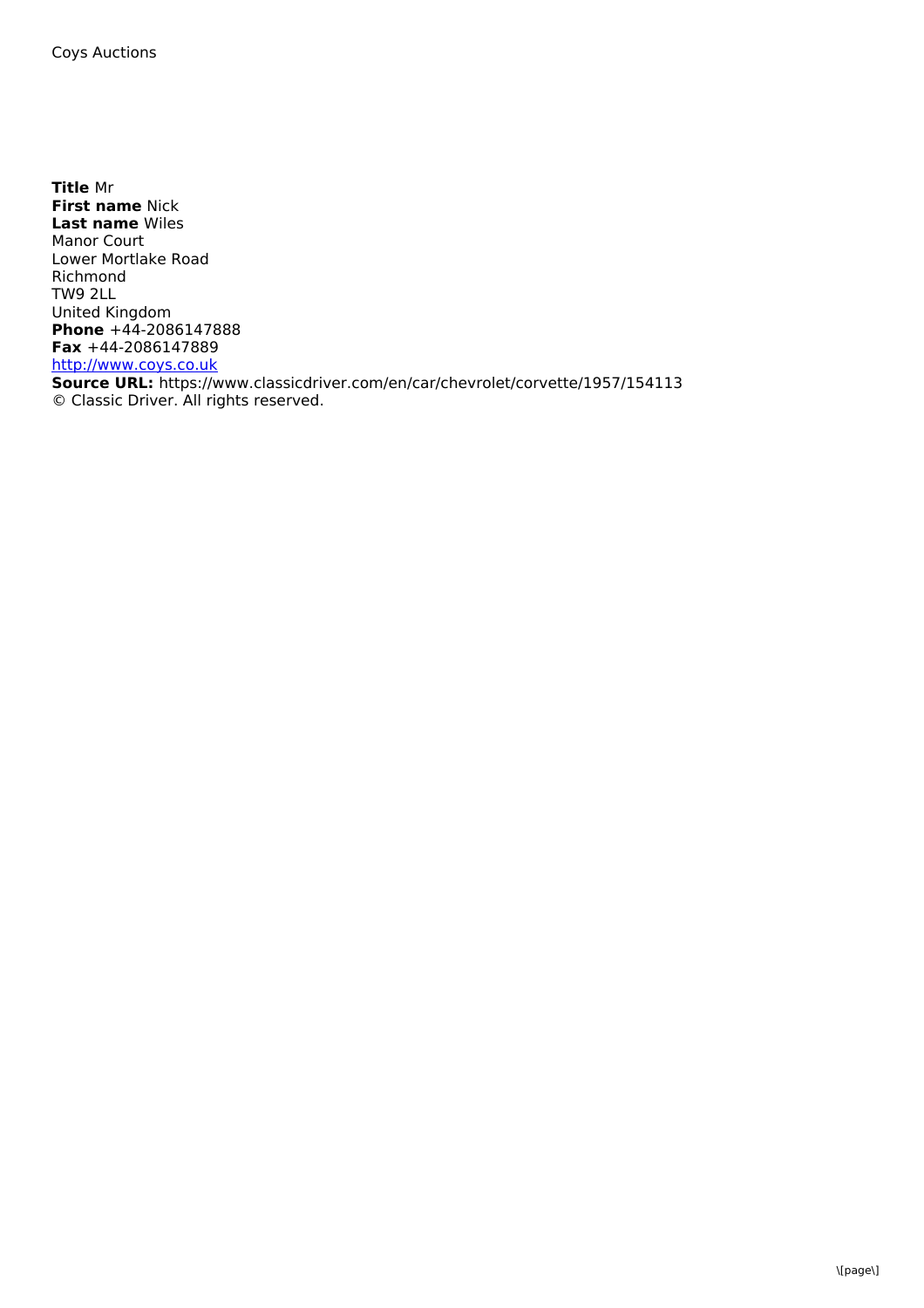Coys Auctions

**Title** Mr
**First name** Nick
**Last name** Wiles
Manor Court
Lower Mortlake Road
Richmond
TW9 2LL
United Kingdom
**Phone** +44-2086147888
**Fax** +44-2086147889
[http://www.coys.co.uk](http://www.coys.co.uk)
**Source URL:** https://www.classicdriver.com/en/car/chevrolet/corvette/1957/154113
© Classic Driver. All rights reserved.